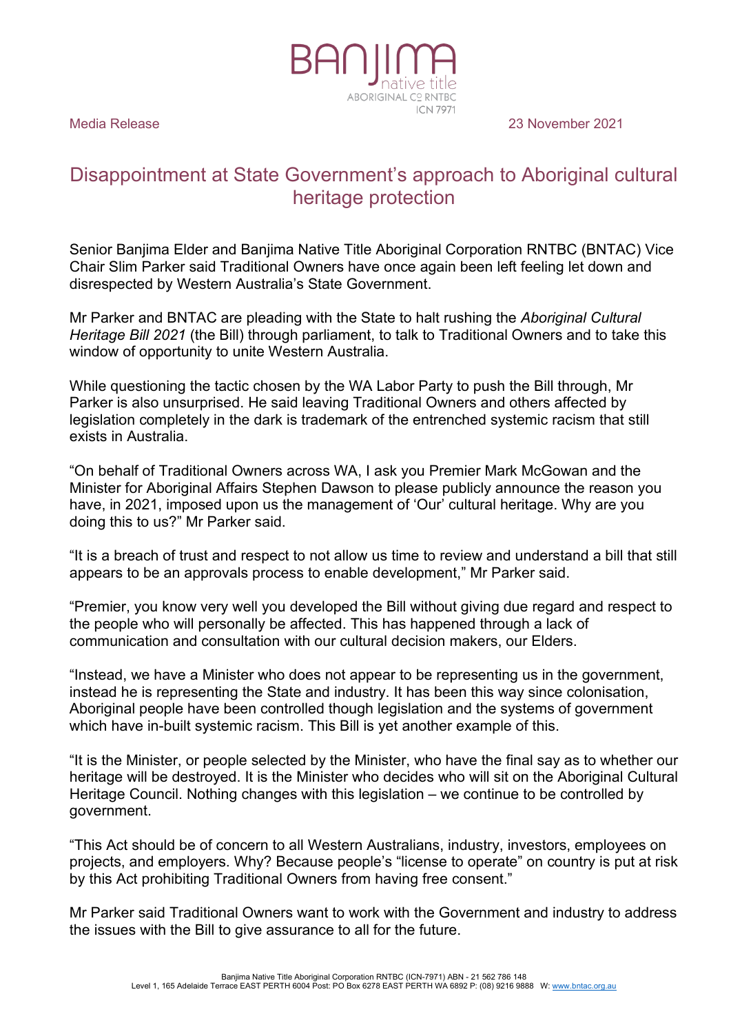BANJIMA native title ABORIGINAL CORP RNTBC ICN 7971

Media Release 23 November 2021

# Disappointment at State Government's approach to Aboriginal cultural heritage protection

Senior Banjima Elder and Banjima Native Title Aboriginal Corporation RNTBC (BNTAC) Vice Chair Slim Parker said Traditional Owners have once again been left feeling let down and disrespected by Western Australia's State Government.

Mr Parker and BNTAC are pleading with the State to halt rushing the *Aboriginal Cultural Heritage Bill 2021* (the Bill) through parliament, to talk to Traditional Owners and to take this window of opportunity to unite Western Australia.

While questioning the tactic chosen by the WA Labor Party to push the Bill through, Mr Parker is also unsurprised. He said leaving Traditional Owners and others affected by legislation completely in the dark is trademark of the entrenched systemic racism that still exists in Australia.

"On behalf of Traditional Owners across WA, I ask you Premier Mark McGowan and the Minister for Aboriginal Affairs Stephen Dawson to please publicly announce the reason you have, in 2021, imposed upon us the management of 'Our' cultural heritage. Why are you doing this to us?" Mr Parker said.

"It is a breach of trust and respect to not allow us time to review and understand a bill that still appears to be an approvals process to enable development," Mr Parker said.

"Premier, you know very well you developed the Bill without giving due regard and respect to the people who will personally be affected. This has happened through a lack of communication and consultation with our cultural decision makers, our Elders.

"Instead, we have a Minister who does not appear to be representing us in the government, instead he is representing the State and industry. It has been this way since colonisation, Aboriginal people have been controlled though legislation and the systems of government which have in-built systemic racism. This Bill is yet another example of this.

"It is the Minister, or people selected by the Minister, who have the final say as to whether our heritage will be destroyed. It is the Minister who decides who will sit on the Aboriginal Cultural Heritage Council. Nothing changes with this legislation – we continue to be controlled by government.

"This Act should be of concern to all Western Australians, industry, investors, employees on projects, and employers. Why? Because people's "license to operate" on country is put at risk by this Act prohibiting Traditional Owners from having free consent."

Mr Parker said Traditional Owners want to work with the Government and industry to address the issues with the Bill to give assurance to all for the future.

Banjima Native Title Aboriginal Corporation RNTBC (ICN-7971) ABN - 21 562 786 148
Level 1, 165 Adelaide Terrace EAST PERTH 6004 Post: PO Box 6278 EAST PERTH WA 6892 P: (08) 9216 9888 W: www.bntac.org.au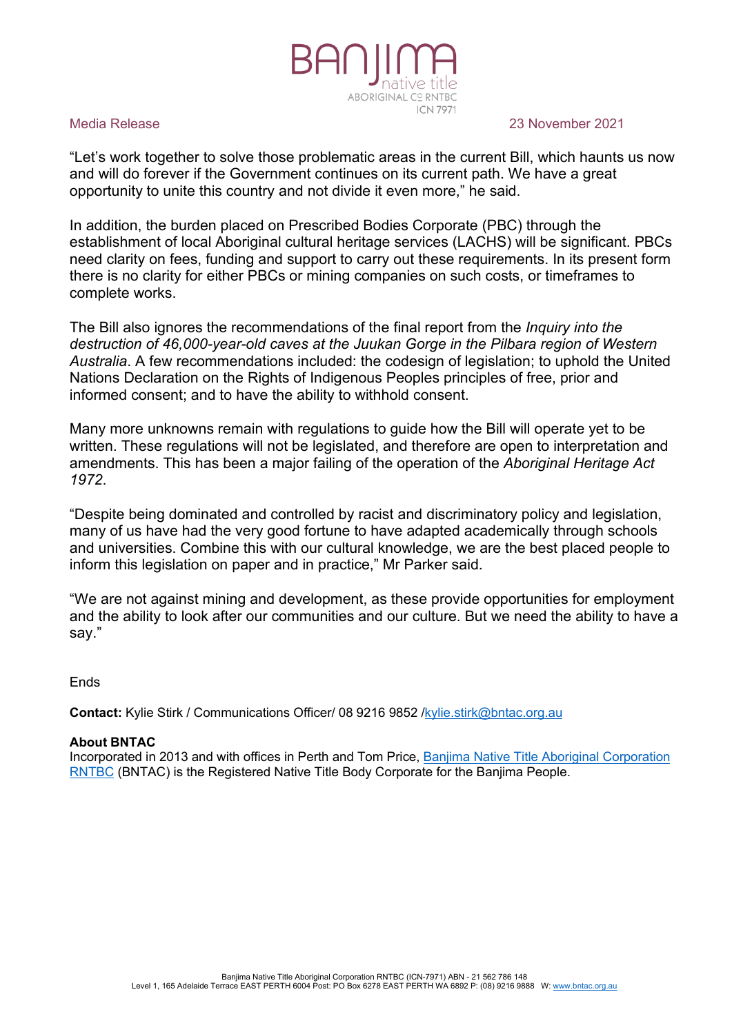Media Release 23 November 2021

"Let's work together to solve those problematic areas in the current Bill, which haunts us now and will do forever if the Government continues on its current path. We have a great opportunity to unite this country and not divide it even more," he said.

In addition, the burden placed on Prescribed Bodies Corporate (PBC) through the establishment of local Aboriginal cultural heritage services (LACHS) will be significant. PBCs need clarity on fees, funding and support to carry out these requirements. In its present form there is no clarity for either PBCs or mining companies on such costs, or timeframes to complete works.

The Bill also ignores the recommendations of the final report from the *Inquiry into the destruction of 46,000-year-old caves at the Juukan Gorge in the Pilbara region of Western Australia*. A few recommendations included: the codesign of legislation; to uphold the United Nations Declaration on the Rights of Indigenous Peoples principles of free, prior and informed consent; and to have the ability to withhold consent.

Many more unknowns remain with regulations to guide how the Bill will operate yet to be written. These regulations will not be legislated, and therefore are open to interpretation and amendments. This has been a major failing of the operation of the *Aboriginal Heritage Act 1972*.

"Despite being dominated and controlled by racist and discriminatory policy and legislation, many of us have had the very good fortune to have adapted academically through schools and universities. Combine this with our cultural knowledge, we are the best placed people to inform this legislation on paper and in practice," Mr Parker said.

"We are not against mining and development, as these provide opportunities for employment and the ability to look after our communities and our culture. But we need the ability to have a say."

Ends

**Contact:** Kylie Stirk / Communications Officer/ 08 9216 9852 /kylie.stirk@bntac.org.au

**About BNTAC**
Incorporated in 2013 and with offices in Perth and Tom Price, Banjima Native Title Aboriginal Corporation RNTBC (BNTAC) is the Registered Native Title Body Corporate for the Banjima People.